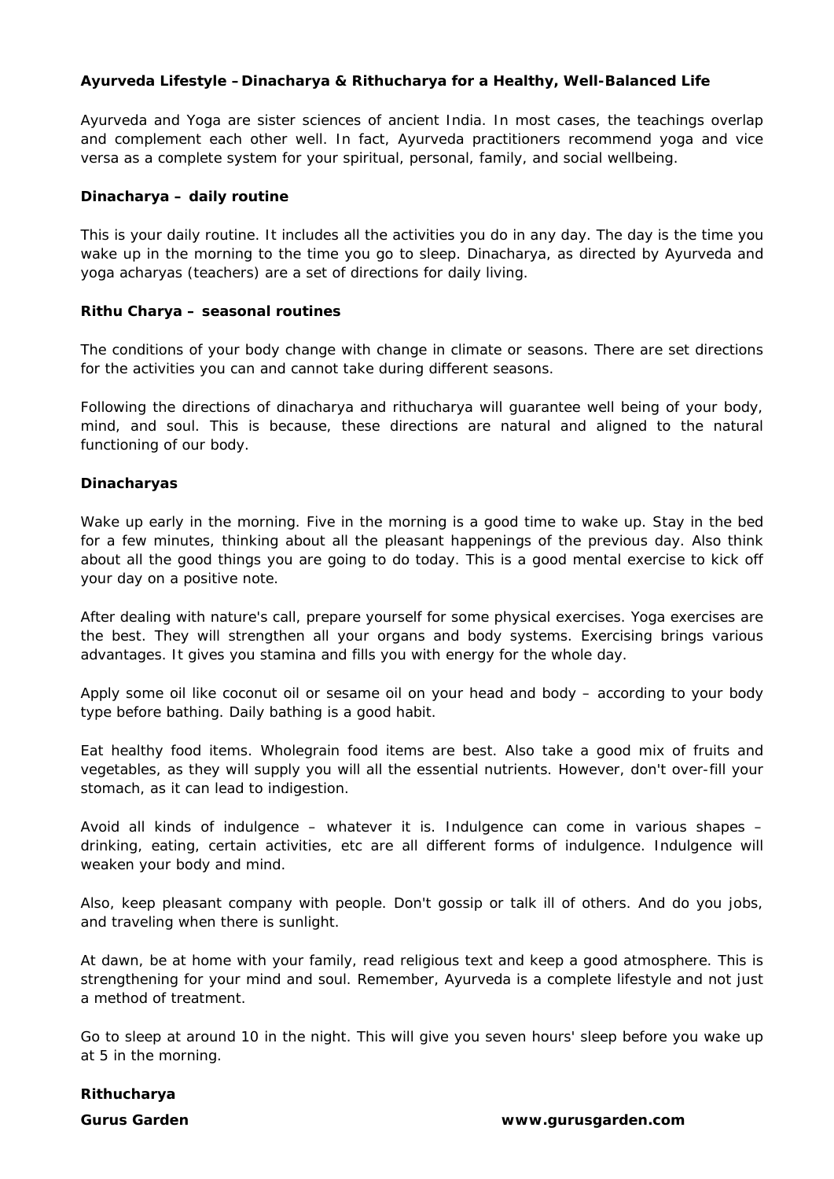# Ayurveda Lifestyle – Dinacharya & Rithucharya for a Healthy, Well-Balanced Life

Ayurveda and Yoga are sister sciences of ancient India. In most cases, the teachings overlap and complement each other well. In fact, Ayurveda practitioners recommend yoga and vice versa as a complete system for your spiritual, personal, family, and social wellbeing.

## Dinacharya – daily routine

This is your daily routine. It includes all the activities you do in any day. The day is the time you wake up in the morning to the time you go to sleep. Dinacharya, as directed by Ayurveda and yoga acharyas (teachers) are a set of directions for daily living.

## Rithu Charya – seasonal routines

The conditions of your body change with change in climate or seasons. There are set directions for the activities you can and cannot take during different seasons.

Following the directions of dinacharya and rithucharya will guarantee well being of your body, mind, and soul. This is because, these directions are natural and aligned to the natural functioning of our body.

## Dinacharyas

Wake up early in the morning. Five in the morning is a good time to wake up. Stay in the bed for a few minutes, thinking about all the pleasant happenings of the previous day. Also think about all the good things you are going to do today. This is a good mental exercise to kick off your day on a positive note.

After dealing with nature's call, prepare yourself for some physical exercises. Yoga exercises are the best. They will strengthen all your organs and body systems. Exercising brings various advantages. It gives you stamina and fills you with energy for the whole day.

Apply some oil like coconut oil or sesame oil on your head and body – according to your body type before bathing. Daily bathing is a good habit.

Eat healthy food items. Wholegrain food items are best. Also take a good mix of fruits and vegetables, as they will supply you will all the essential nutrients. However, don't over-fill your stomach, as it can lead to indigestion.

Avoid all kinds of indulgence – whatever it is. Indulgence can come in various shapes – drinking, eating, certain activities, etc are all different forms of indulgence. Indulgence will weaken your body and mind.

Also, keep pleasant company with people. Don't gossip or talk ill of others. And do you jobs, and traveling when there is sunlight.

At dawn, be at home with your family, read religious text and keep a good atmosphere. This is strengthening for your mind and soul. Remember, Ayurveda is a complete lifestyle and not just a method of treatment.

Go to sleep at around 10 in the night. This will give you seven hours' sleep before you wake up at 5 in the morning.

## Rithucharya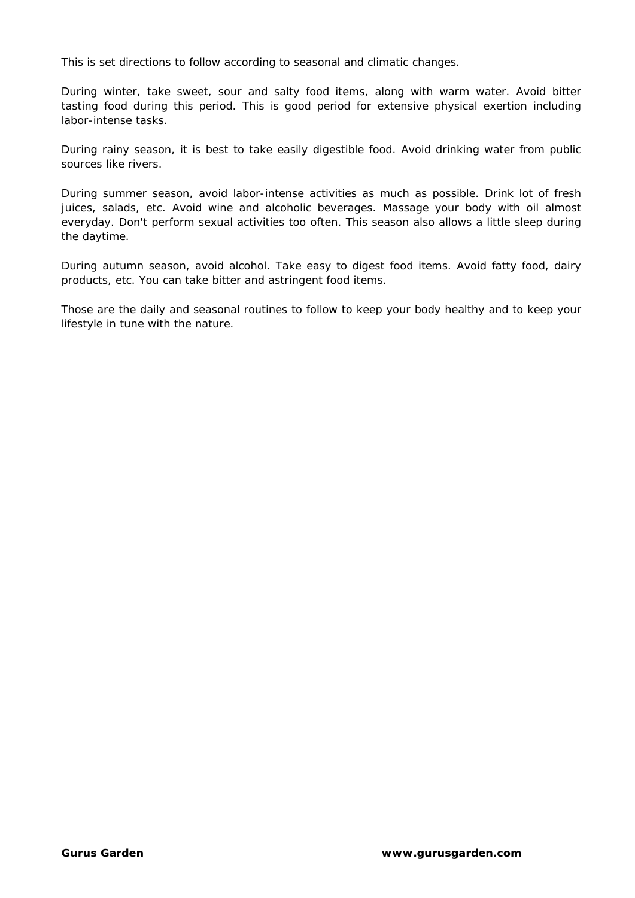This is set directions to follow according to seasonal and climatic changes.

During winter, take sweet, sour and salty food items, along with warm water. Avoid bitter tasting food during this period. This is good period for extensive physical exertion including labor-intense tasks.

During rainy season, it is best to take easily digestible food. Avoid drinking water from public sources like rivers.

During summer season, avoid labor-intense activities as much as possible. Drink lot of fresh juices, salads, etc. Avoid wine and alcoholic beverages. Massage your body with oil almost everyday. Don't perform sexual activities too often. This season also allows a little sleep during the daytime.

During autumn season, avoid alcohol. Take easy to digest food items. Avoid fatty food, dairy products, etc. You can take bitter and astringent food items.

Those are the daily and seasonal routines to follow to keep your body healthy and to keep your lifestyle in tune with the nature.